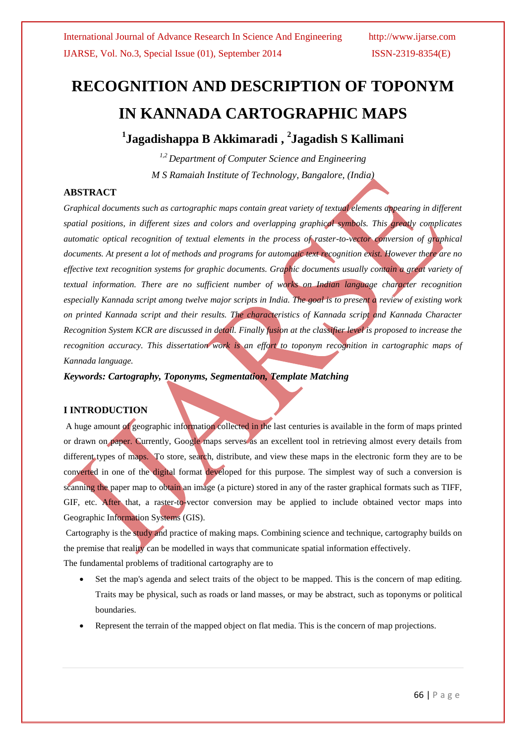# RECOGNITION AND DESCRIPTION OF TOPONYM IN KANNADA CARTOGRAPHIC MAPS

**[1]Jagadishappa B Akkimaradi , [2]Jagadish S Kallimani**

*[1,2] Department of Computer Science and Engineering*

*M S Ramaiah Institute of Technology, Bangalore, (India)*

## ABSTRACT

*Graphical documents such as cartographic maps contain great variety of textual elements appearing in different spatial positions, in different sizes and colors and overlapping graphical symbols. This greatly complicates automatic optical recognition of textual elements in the process of raster-to-vector conversion of graphical documents. At present a lot of methods and programs for automatic text recognition exist. However there are no effective text recognition systems for graphic documents. Graphic documents usually contain a great variety of textual information. There are no sufficient number of works on Indian language character recognition especially Kannada script among twelve major scripts in India. The goal is to present a review of existing work on printed Kannada script and their results. The characteristics of Kannada script and Kannada Character Recognition System KCR are discussed in detail. Finally fusion at the classifier level is proposed to increase the recognition accuracy. This dissertation work is an effort to toponym recognition in cartographic maps of Kannada language.*

***Keywords: Cartography, Toponyms, Segmentation, Template Matching***

## I INTRODUCTION

A huge amount of geographic information collected in the last centuries is available in the form of maps printed or drawn on paper. Currently, Google maps serves as an excellent tool in retrieving almost every details from different types of maps. To store, search, distribute, and view these maps in the electronic form they are to be converted in one of the digital format developed for this purpose. The simplest way of such a conversion is scanning the paper map to obtain an image (a picture) stored in any of the raster graphical formats such as TIFF, GIF, etc. After that, a raster-to-vector conversion may be applied to include obtained vector maps into Geographic Information Systems (GIS).

Cartography is the study and practice of making maps. Combining science and technique, cartography builds on the premise that reality can be modelled in ways that communicate spatial information effectively.

The fundamental problems of traditional cartography are to

- Set the map's agenda and select traits of the object to be mapped. This is the concern of map editing. Traits may be physical, such as roads or land masses, or may be abstract, such as toponyms or political boundaries.
- Represent the terrain of the mapped object on flat media. This is the concern of map projections.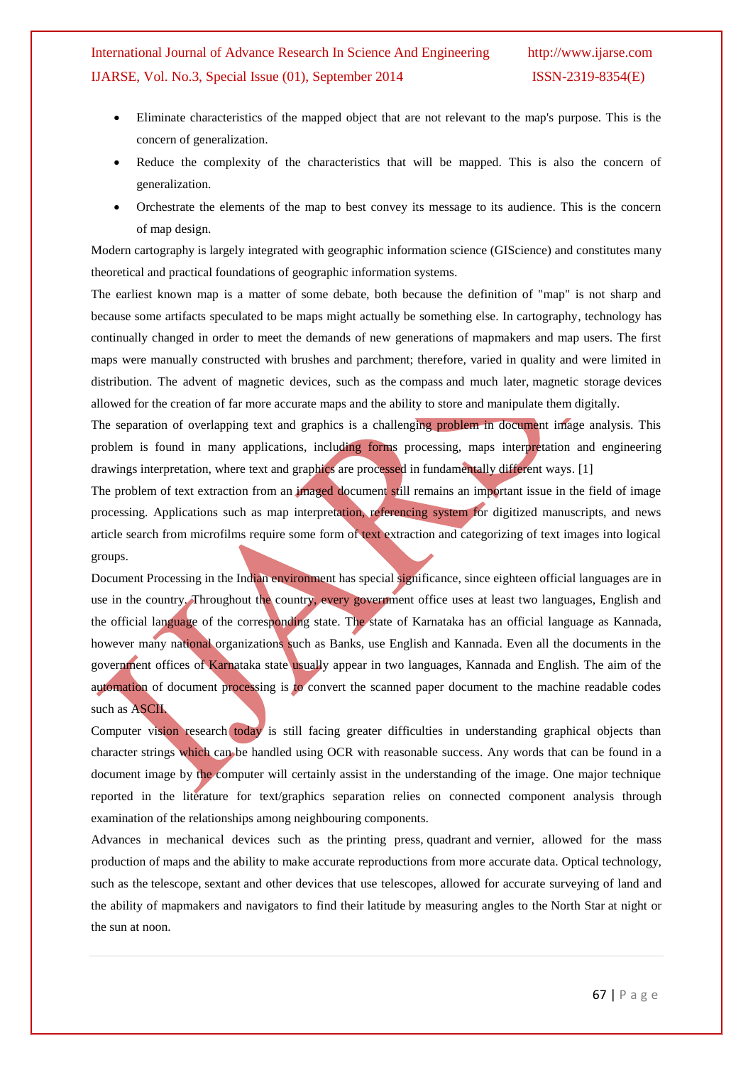- Eliminate characteristics of the mapped object that are not relevant to the map's purpose. This is the concern of generalization.
- Reduce the complexity of the characteristics that will be mapped. This is also the concern of generalization.
- Orchestrate the elements of the map to best convey its message to its audience. This is the concern of map design.

Modern cartography is largely integrated with geographic information science (GIScience) and constitutes many theoretical and practical foundations of geographic information systems.

The earliest known map is a matter of some debate, both because the definition of "map" is not sharp and because some artifacts speculated to be maps might actually be something else. In cartography, technology has continually changed in order to meet the demands of new generations of mapmakers and map users. The first maps were manually constructed with brushes and parchment; therefore, varied in quality and were limited in distribution. The advent of magnetic devices, such as the compass and much later, magnetic storage devices allowed for the creation of far more accurate maps and the ability to store and manipulate them digitally.

The separation of overlapping text and graphics is a challenging problem in document image analysis. This problem is found in many applications, including forms processing, maps interpretation and engineering drawings interpretation, where text and graphics are processed in fundamentally different ways. [1]

The problem of text extraction from an imaged document still remains an important issue in the field of image processing. Applications such as map interpretation, referencing system for digitized manuscripts, and news article search from microfilms require some form of text extraction and categorizing of text images into logical groups.

Document Processing in the Indian environment has special significance, since eighteen official languages are in use in the country. Throughout the country, every government office uses at least two languages, English and the official language of the corresponding state. The state of Karnataka has an official language as Kannada, however many national organizations such as Banks, use English and Kannada. Even all the documents in the government offices of Karnataka state usually appear in two languages, Kannada and English. The aim of the automation of document processing is to convert the scanned paper document to the machine readable codes such as ASCII.

Computer vision research today is still facing greater difficulties in understanding graphical objects than character strings which can be handled using OCR with reasonable success. Any words that can be found in a document image by the computer will certainly assist in the understanding of the image. One major technique reported in the literature for text/graphics separation relies on connected component analysis through examination of the relationships among neighbouring components.

Advances in mechanical devices such as the printing press, quadrant and vernier, allowed for the mass production of maps and the ability to make accurate reproductions from more accurate data. Optical technology, such as the telescope, sextant and other devices that use telescopes, allowed for accurate surveying of land and the ability of mapmakers and navigators to find their latitude by measuring angles to the North Star at night or the sun at noon.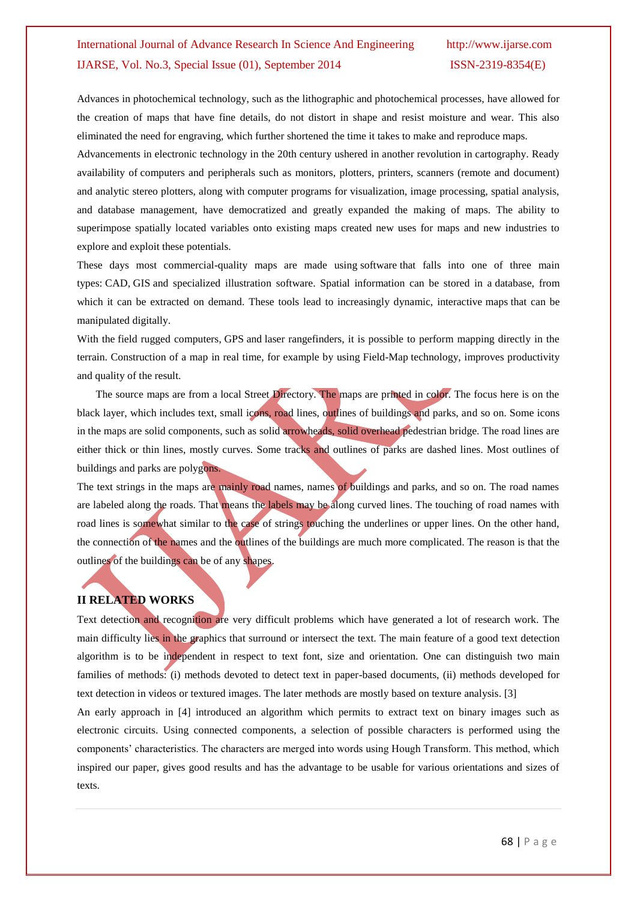Advances in photochemical technology, such as the lithographic and photochemical processes, have allowed for the creation of maps that have fine details, do not distort in shape and resist moisture and wear. This also eliminated the need for engraving, which further shortened the time it takes to make and reproduce maps.

Advancements in electronic technology in the 20th century ushered in another revolution in cartography. Ready availability of computers and peripherals such as monitors, plotters, printers, scanners (remote and document) and analytic stereo plotters, along with computer programs for visualization, image processing, spatial analysis, and database management, have democratized and greatly expanded the making of maps. The ability to superimpose spatially located variables onto existing maps created new uses for maps and new industries to explore and exploit these potentials.

These days most commercial-quality maps are made using software that falls into one of three main types: CAD, GIS and specialized illustration software. Spatial information can be stored in a database, from which it can be extracted on demand. These tools lead to increasingly dynamic, interactive maps that can be manipulated digitally.

With the field rugged computers, GPS and laser rangefinders, it is possible to perform mapping directly in the terrain. Construction of a map in real time, for example by using Field-Map technology, improves productivity and quality of the result.

The source maps are from a local Street Directory. The maps are printed in color. The focus here is on the black layer, which includes text, small icons, road lines, outlines of buildings and parks, and so on. Some icons in the maps are solid components, such as solid arrowheads, solid overhead pedestrian bridge. The road lines are either thick or thin lines, mostly curves. Some tracks and outlines of parks are dashed lines. Most outlines of buildings and parks are polygons.

The text strings in the maps are mainly road names, names of buildings and parks, and so on. The road names are labeled along the roads. That means the labels may be along curved lines. The touching of road names with road lines is somewhat similar to the case of strings touching the underlines or upper lines. On the other hand, the connection of the names and the outlines of the buildings are much more complicated. The reason is that the outlines of the buildings can be of any shapes.

## II RELATED WORKS

Text detection and recognition are very difficult problems which have generated a lot of research work. The main difficulty lies in the graphics that surround or intersect the text. The main feature of a good text detection algorithm is to be independent in respect to text font, size and orientation. One can distinguish two main families of methods: (i) methods devoted to detect text in paper-based documents, (ii) methods developed for text detection in videos or textured images. The later methods are mostly based on texture analysis. [3]

An early approach in [4] introduced an algorithm which permits to extract text on binary images such as electronic circuits. Using connected components, a selection of possible characters is performed using the components' characteristics. The characters are merged into words using Hough Transform. This method, which inspired our paper, gives good results and has the advantage to be usable for various orientations and sizes of texts.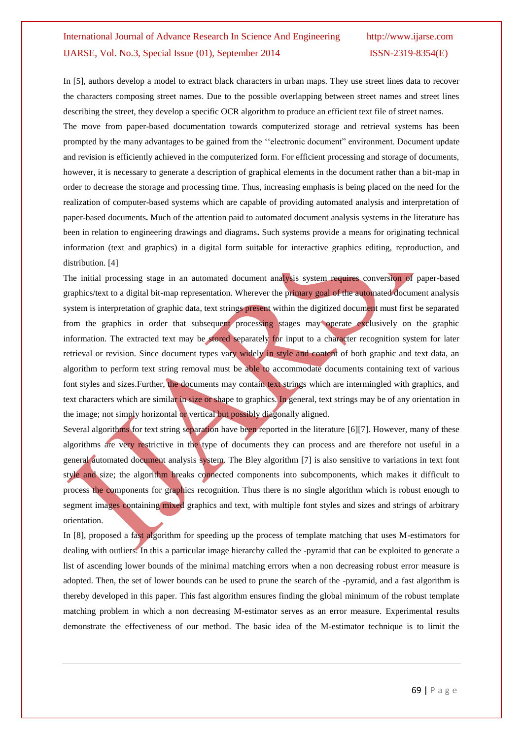In [5], authors develop a model to extract black characters in urban maps. They use street lines data to recover the characters composing street names. Due to the possible overlapping between street names and street lines describing the street, they develop a specific OCR algorithm to produce an efficient text file of street names.

The move from paper-based documentation towards computerized storage and retrieval systems has been prompted by the many advantages to be gained from the ‘‘electronic document” environment. Document update and revision is efficiently achieved in the computerized form. For efficient processing and storage of documents, however, it is necessary to generate a description of graphical elements in the document rather than a bit-map in order to decrease the storage and processing time. Thus, increasing emphasis is being placed on the need for the realization of computer-based systems which are capable of providing automated analysis and interpretation of paper-based documents**.** Much of the attention paid to automated document analysis systems in the literature has been in relation to engineering drawings and diagrams**.** Such systems provide a means for originating technical information (text and graphics) in a digital form suitable for interactive graphics editing, reproduction, and distribution. [4]

The initial processing stage in an automated document analysis system requires conversion of paper-based graphics/text to a digital bit-map representation. Wherever the primary goal of the automated document analysis system is interpretation of graphic data, text strings present within the digitized document must first be separated from the graphics in order that subsequent processing stages may operate exclusively on the graphic information. The extracted text may be stored separately for input to a character recognition system for later retrieval or revision. Since document types vary widely in style and content of both graphic and text data, an algorithm to perform text string removal must be able to accommodate documents containing text of various font styles and sizes.Further, the documents may contain text strings which are intermingled with graphics, and text characters which are similar in size or shape to graphics. In general, text strings may be of any orientation in the image; not simply horizontal or vertical but possibly diagonally aligned.

Several algorithms for text string separation have been reported in the literature [6][7]. However, many of these algorithms are very restrictive in the type of documents they can process and are therefore not useful in a general automated document analysis system. The Bley algorithm [7] is also sensitive to variations in text font style and size; the algorithm breaks connected components into subcomponents, which makes it difficult to process the components for graphics recognition. Thus there is no single algorithm which is robust enough to segment images containing mixed graphics and text, with multiple font styles and sizes and strings of arbitrary orientation.

In [8], proposed a fast algorithm for speeding up the process of template matching that uses M-estimators for dealing with outliers. In this a particular image hierarchy called the -pyramid that can be exploited to generate a list of ascending lower bounds of the minimal matching errors when a non decreasing robust error measure is adopted. Then, the set of lower bounds can be used to prune the search of the -pyramid, and a fast algorithm is thereby developed in this paper. This fast algorithm ensures finding the global minimum of the robust template matching problem in which a non decreasing M-estimator serves as an error measure. Experimental results demonstrate the effectiveness of our method. The basic idea of the M-estimator technique is to limit the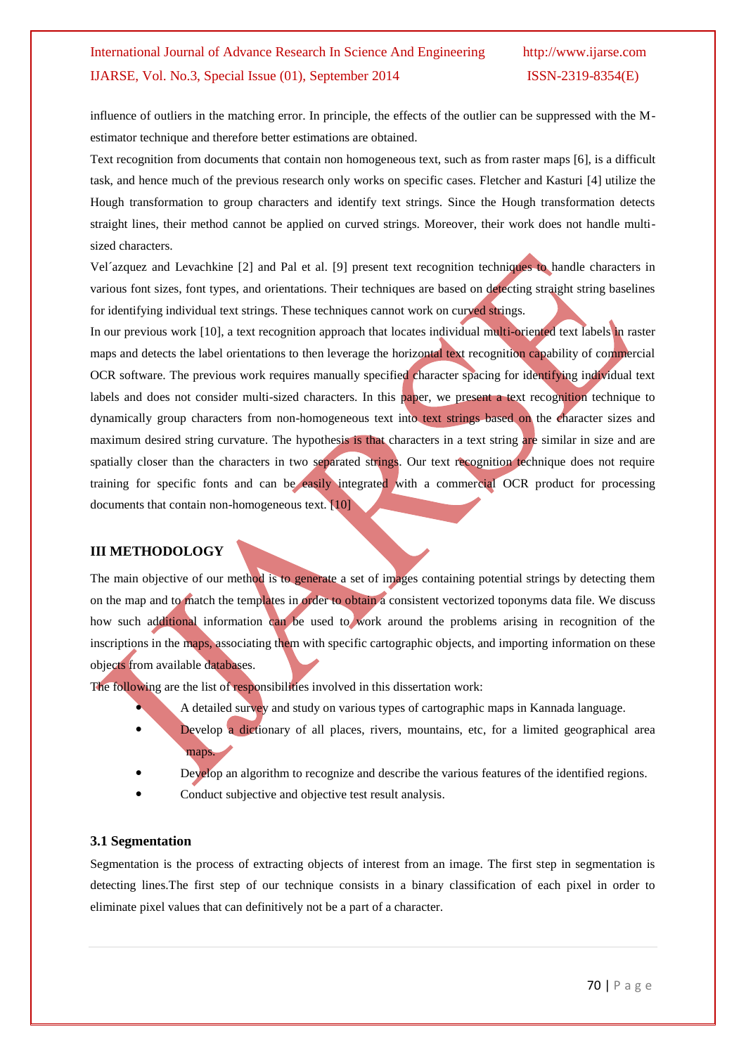influence of outliers in the matching error. In principle, the effects of the outlier can be suppressed with the M-estimator technique and therefore better estimations are obtained.

Text recognition from documents that contain non homogeneous text, such as from raster maps [6], is a difficult task, and hence much of the previous research only works on specific cases. Fletcher and Kasturi [4] utilize the Hough transformation to group characters and identify text strings. Since the Hough transformation detects straight lines, their method cannot be applied on curved strings. Moreover, their work does not handle multi-sized characters.

Vel´azquez and Levachkine [2] and Pal et al. [9] present text recognition techniques to handle characters in various font sizes, font types, and orientations. Their techniques are based on detecting straight string baselines for identifying individual text strings. These techniques cannot work on curved strings.

In our previous work [10], a text recognition approach that locates individual multi-oriented text labels in raster maps and detects the label orientations to then leverage the horizontal text recognition capability of commercial OCR software. The previous work requires manually specified character spacing for identifying individual text labels and does not consider multi-sized characters. In this paper, we present a text recognition technique to dynamically group characters from non-homogeneous text into text strings based on the character sizes and maximum desired string curvature. The hypothesis is that characters in a text string are similar in size and are spatially closer than the characters in two separated strings. Our text recognition technique does not require training for specific fonts and can be easily integrated with a commercial OCR product for processing documents that contain non-homogeneous text. [10]

## III METHODOLOGY

The main objective of our method is to generate a set of images containing potential strings by detecting them on the map and to match the templates in order to obtain a consistent vectorized toponyms data file. We discuss how such additional information can be used to work around the problems arising in recognition of the inscriptions in the maps, associating them with specific cartographic objects, and importing information on these objects from available databases.

The following are the list of responsibilities involved in this dissertation work:

- A detailed survey and study on various types of cartographic maps in Kannada language.
- Develop a dictionary of all places, rivers, mountains, etc, for a limited geographical area maps.
- Develop an algorithm to recognize and describe the various features of the identified regions.
- Conduct subjective and objective test result analysis.

### 3.1 Segmentation

Segmentation is the process of extracting objects of interest from an image. The first step in segmentation is detecting lines.The first step of our technique consists in a binary classification of each pixel in order to eliminate pixel values that can definitively not be a part of a character.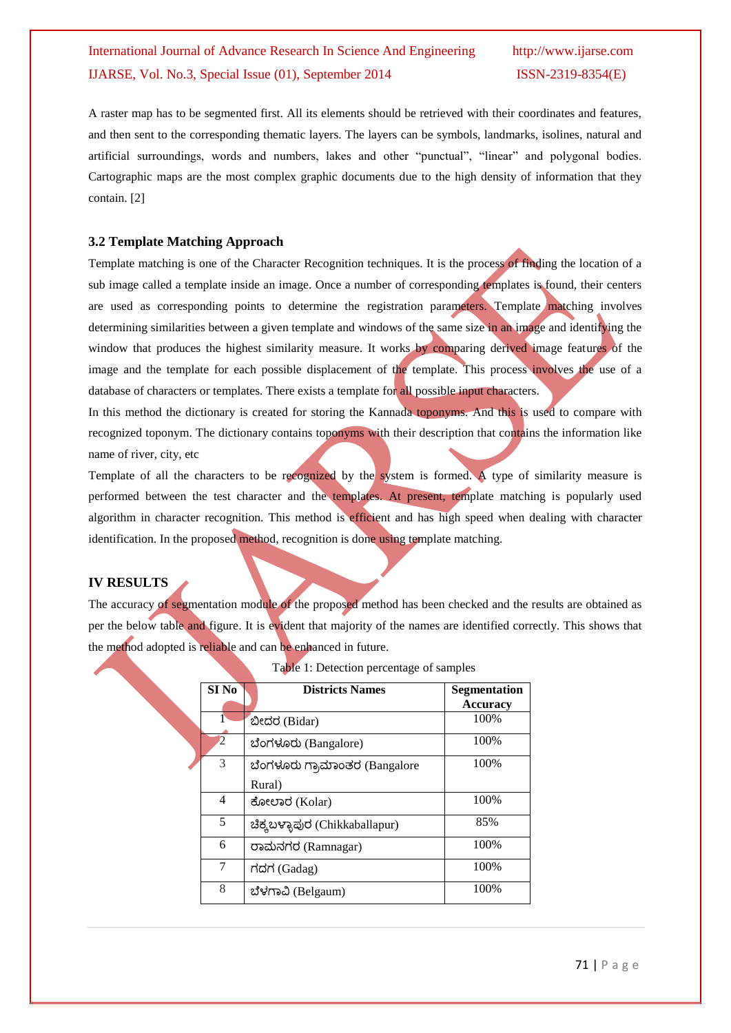A raster map has to be segmented first. All its elements should be retrieved with their coordinates and features, and then sent to the corresponding thematic layers. The layers can be symbols, landmarks, isolines, natural and artificial surroundings, words and numbers, lakes and other "punctual", "linear" and polygonal bodies. Cartographic maps are the most complex graphic documents due to the high density of information that they contain. [2]

### 3.2 Template Matching Approach

Template matching is one of the Character Recognition techniques. It is the process of finding the location of a sub image called a template inside an image. Once a number of corresponding templates is found, their centers are used as corresponding points to determine the registration parameters. Template matching involves determining similarities between a given template and windows of the same size in an image and identifying the window that produces the highest similarity measure. It works by comparing derived image features of the image and the template for each possible displacement of the template. This process involves the use of a database of characters or templates. There exists a template for all possible input characters.

In this method the dictionary is created for storing the Kannada toponyms. And this is used to compare with recognized toponym. The dictionary contains toponyms with their description that contains the information like name of river, city, etc

Template of all the characters to be recognized by the system is formed. A type of similarity measure is performed between the test character and the templates. At present, template matching is popularly used algorithm in character recognition. This method is efficient and has high speed when dealing with character identification. In the proposed method, recognition is done using template matching.

## IV RESULTS

The accuracy of segmentation module of the proposed method has been checked and the results are obtained as per the below table and figure. It is evident that majority of the names are identified correctly. This shows that the method adopted is reliable and can be enhanced in future.

Table 1: Detection percentage of samples

| SI No | Districts Names | Segmentation Accuracy |
|---|---|---|
| 1 | ಬೀದರ (Bidar) | 100% |
| 2 | ಬೆಂಗಳೂರು (Bangalore) | 100% |
| 3 | ಬೆಂಗಳೂರು ಗ್ರಾಮಾಂತರ (Bangalore Rural) | 100% |
| 4 | ಕೋಲಾರ (Kolar) | 100% |
| 5 | ಚಿಕ್ಕಬಳ್ಳಾಪುರ (Chikkaballapur) | 85% |
| 6 | ರಾಮನಗರ (Ramnagar) | 100% |
| 7 | ಗದಗ (Gadag) | 100% |
| 8 | ಬೆಳಗಾವಿ (Belgaum) | 100% |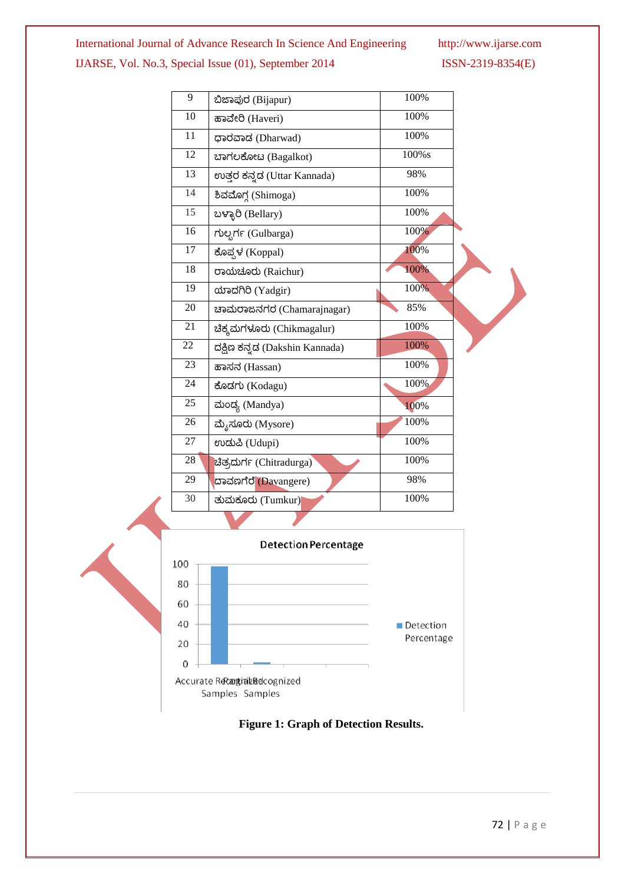| 9 | ಬಿಜಾಪುರ (Bijapur) | 100% |
|---|---|---|
| 10 | ಹಾವೇರಿ (Haveri) | 100% |
| 11 | ಧಾರವಾಡ (Dharwad) | 100% |
| 12 | ಬಾಗಲಕೋಟ (Bagalkot) | 100%s |
| 13 | ಉತ್ತರ ಕನ್ನಡ (Uttar Kannada) | 98% |
| 14 | ಶಿವಮೊಗ್ಗ (Shimoga) | 100% |
| 15 | ಬಳ್ಳಾರಿ (Bellary) | 100% |
| 16 | ಗುಲ್ಬರ್ಗ (Gulbarga) | 100% |
| 17 | ಕೊಪ್ಪಳ (Koppal) | 100% |
| 18 | ರಾಯಚೂರು (Raichur) | 100% |
| 19 | ಯಾದಗಿರಿ (Yadgir) | 100% |
| 20 | ಚಾಮರಾಜನಗರ (Chamarajnagar) | 85% |
| 21 | ಚಿಕ್ಕಮಗಳೂರು (Chikmagalur) | 100% |
| 22 | ದಕ್ಷಿಣ ಕನ್ನಡ (Dakshin Kannada) | 100% |
| 23 | ಹಾಸನ (Hassan) | 100% |
| 24 | ಕೊಡಗು (Kodagu) | 100% |
| 25 | ಮಂಡ್ಯ (Mandya) | 100% |
| 26 | ಮೈಸೂರು (Mysore) | 100% |
| 27 | ಉಡುಪಿ (Udupi) | 100% |
| 28 | ಚಿತ್ರದುರ್ಗ (Chitradurga) | 100% |
| 29 | ದಾವಣಗೆರೆ (Davangere) | 98% |
| 30 | ತುಮಕೂರು (Tumkur) | 100% |

**Figure 1: Graph of Detection Results.**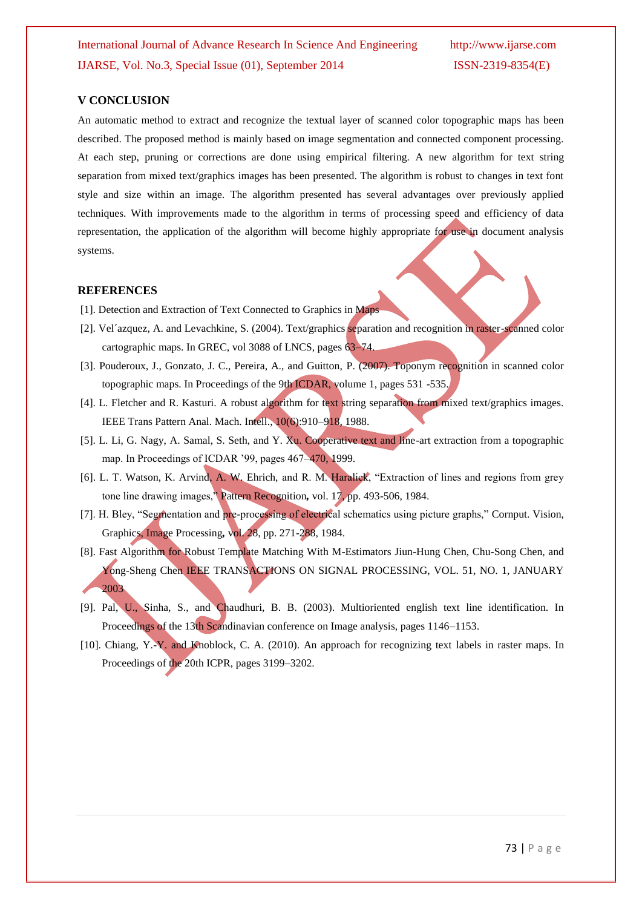## V CONCLUSION

An automatic method to extract and recognize the textual layer of scanned color topographic maps has been described. The proposed method is mainly based on image segmentation and connected component processing. At each step, pruning or corrections are done using empirical filtering. A new algorithm for text string separation from mixed text/graphics images has been presented. The algorithm is robust to changes in text font style and size within an image. The algorithm presented has several advantages over previously applied techniques. With improvements made to the algorithm in terms of processing speed and efficiency of data representation, the application of the algorithm will become highly appropriate for use in document analysis systems.

## REFERENCES

[1]. Detection and Extraction of Text Connected to Graphics in Maps

[2]. Vel´azquez, A. and Levachkine, S. (2004). Text/graphics separation and recognition in raster-scanned color cartographic maps. In GREC, vol 3088 of LNCS, pages 63–74.

[3]. Pouderoux, J., Gonzato, J. C., Pereira, A., and Guitton, P. (2007). Toponym recognition in scanned color topographic maps. In Proceedings of the 9th ICDAR, volume 1, pages 531 -535.

[4]. L. Fletcher and R. Kasturi. A robust algorithm for text string separation from mixed text/graphics images. IEEE Trans Pattern Anal. Mach. Intell., 10(6):910–918, 1988.

[5]. L. Li, G. Nagy, A. Samal, S. Seth, and Y. Xu. Cooperative text and line-art extraction from a topographic map. In Proceedings of ICDAR '99, pages 467–470, 1999.

[6]. L. T. Watson, K. Arvind, A. W. Ehrich, and R. M. Haralick, "Extraction of lines and regions from grey tone line drawing images," Pattern Recognition, vol. 17, pp. 493-506, 1984.

[7]. H. Bley, "Segmentation and pre-processing of electrical schematics using picture graphs," Cornput. Vision, Graphics, Image Processing, vol. 28, pp. 271-288, 1984.

[8]. Fast Algorithm for Robust Template Matching With M-Estimators Jiun-Hung Chen, Chu-Song Chen, and Yong-Sheng Chen IEEE TRANSACTIONS ON SIGNAL PROCESSING, VOL. 51, NO. 1, JANUARY 2003

[9]. Pal, U., Sinha, S., and Chaudhuri, B. B. (2003). Multioriented english text line identification. In Proceedings of the 13th Scandinavian conference on Image analysis, pages 1146–1153.

[10]. Chiang, Y.-Y. and Knoblock, C. A. (2010). An approach for recognizing text labels in raster maps. In Proceedings of the 20th ICPR, pages 3199–3202.